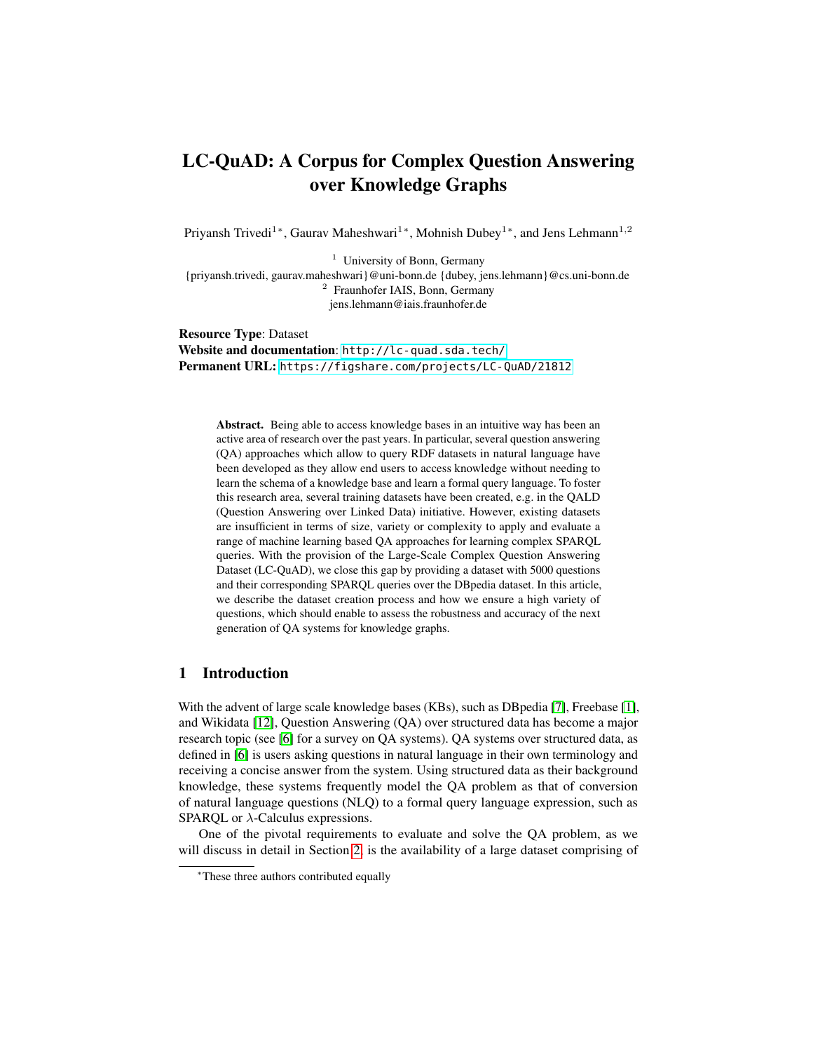# LC-QuAD: A Corpus for Complex Question Answering over Knowledge Graphs

Priyansh Trivedi[1*], Gaurav Maheshwari[1*], Mohnish Dubey[1*], and Jens Lehmann[1,2]

[1] University of Bonn, Germany
{priyansh.trivedi, gaurav.maheshwari}@uni-bonn.de {dubey, jens.lehmann}@cs.uni-bonn.de
[2] Fraunhofer IAIS, Bonn, Germany
jens.lehmann@iais.fraunhofer.de

**Resource Type**: Dataset
**Website and documentation**: http://lc-quad.sda.tech/
**Permanent URL:** https://figshare.com/projects/LC-QuAD/21812

**Abstract.** Being able to access knowledge bases in an intuitive way has been an active area of research over the past years. In particular, several question answering (QA) approaches which allow to query RDF datasets in natural language have been developed as they allow end users to access knowledge without needing to learn the schema of a knowledge base and learn a formal query language. To foster this research area, several training datasets have been created, e.g. in the QALD (Question Answering over Linked Data) initiative. However, existing datasets are insufficient in terms of size, variety or complexity to apply and evaluate a range of machine learning based QA approaches for learning complex SPARQL queries. With the provision of the Large-Scale Complex Question Answering Dataset (LC-QuAD), we close this gap by providing a dataset with 5000 questions and their corresponding SPARQL queries over the DBpedia dataset. In this article, we describe the dataset creation process and how we ensure a high variety of questions, which should enable to assess the robustness and accuracy of the next generation of QA systems for knowledge graphs.

## 1 Introduction

With the advent of large scale knowledge bases (KBs), such as DBpedia [7], Freebase [1], and Wikidata [12], Question Answering (QA) over structured data has become a major research topic (see [6] for a survey on QA systems). QA systems over structured data, as defined in [6] is users asking questions in natural language in their own terminology and receiving a concise answer from the system. Using structured data as their background knowledge, these systems frequently model the QA problem as that of conversion of natural language questions (NLQ) to a formal query language expression, such as SPARQL or $\lambda$-Calculus expressions.

One of the pivotal requirements to evaluate and solve the QA problem, as we will discuss in detail in Section 2, is the availability of a large dataset comprising of

*These three authors contributed equally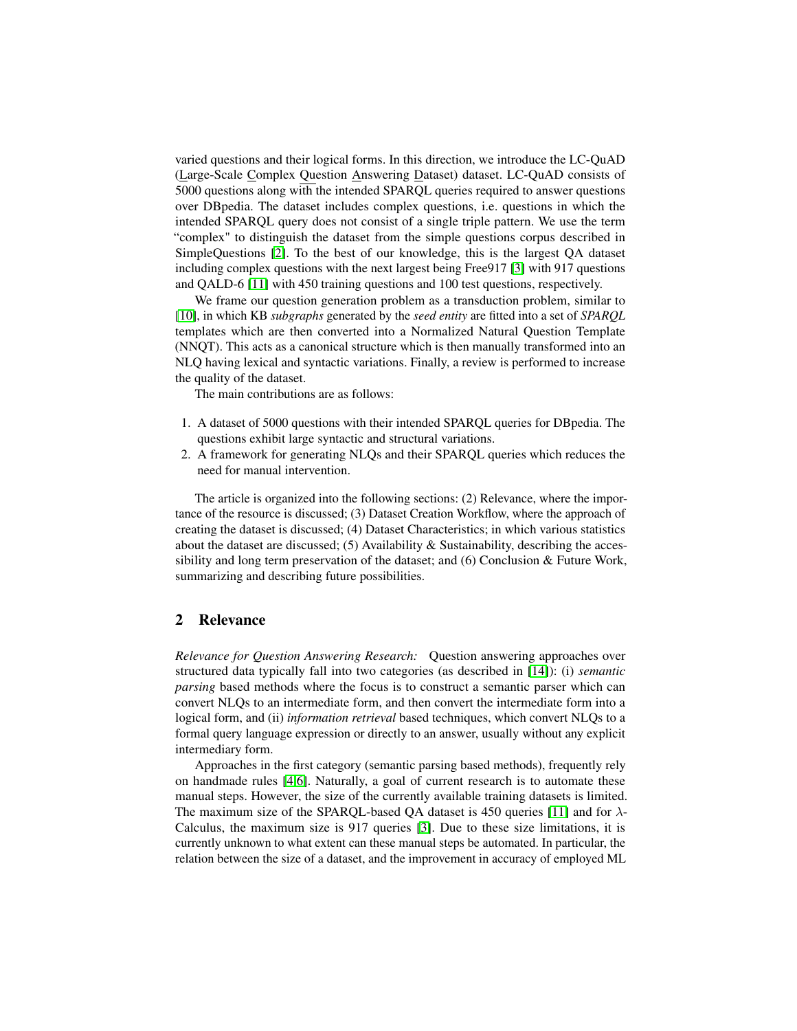varied questions and their logical forms. In this direction, we introduce the LC-QuAD (Large-Scale Complex Question Answering Dataset) dataset. LC-QuAD consists of 5000 questions along with the intended SPARQL queries required to answer questions over DBpedia. The dataset includes complex questions, i.e. questions in which the intended SPARQL query does not consist of a single triple pattern. We use the term "complex" to distinguish the dataset from the simple questions corpus described in SimpleQuestions [2]. To the best of our knowledge, this is the largest QA dataset including complex questions with the next largest being Free917 [3] with 917 questions and QALD-6 [11] with 450 training questions and 100 test questions, respectively.

We frame our question generation problem as a transduction problem, similar to [10], in which KB *subgraphs* generated by the *seed entity* are fitted into a set of *SPARQL* templates which are then converted into a Normalized Natural Question Template (NNQT). This acts as a canonical structure which is then manually transformed into an NLQ having lexical and syntactic variations. Finally, a review is performed to increase the quality of the dataset.

The main contributions are as follows:

1. A dataset of 5000 questions with their intended SPARQL queries for DBpedia. The questions exhibit large syntactic and structural variations.
2. A framework for generating NLQs and their SPARQL queries which reduces the need for manual intervention.

The article is organized into the following sections: (2) Relevance, where the importance of the resource is discussed; (3) Dataset Creation Workflow, where the approach of creating the dataset is discussed; (4) Dataset Characteristics; in which various statistics about the dataset are discussed; (5) Availability & Sustainability, describing the accessibility and long term preservation of the dataset; and (6) Conclusion & Future Work, summarizing and describing future possibilities.

## 2 Relevance

*Relevance for Question Answering Research:* Question answering approaches over structured data typically fall into two categories (as described in [14]): (i) *semantic parsing* based methods where the focus is to construct a semantic parser which can convert NLQs to an intermediate form, and then convert the intermediate form into a logical form, and (ii) *information retrieval* based techniques, which convert NLQs to a formal query language expression or directly to an answer, usually without any explicit intermediary form.

Approaches in the first category (semantic parsing based methods), frequently rely on handmade rules [4,6]. Naturally, a goal of current research is to automate these manual steps. However, the size of the currently available training datasets is limited. The maximum size of the SPARQL-based QA dataset is 450 queries [11] and for $\lambda$-Calculus, the maximum size is 917 queries [3]. Due to these size limitations, it is currently unknown to what extent can these manual steps be automated. In particular, the relation between the size of a dataset, and the improvement in accuracy of employed ML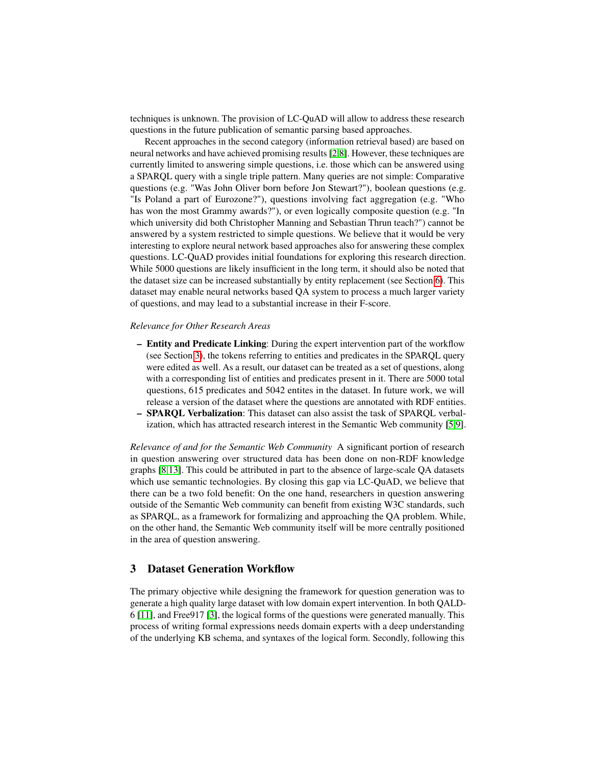techniques is unknown. The provision of LC-QuAD will allow to address these research questions in the future publication of semantic parsing based approaches.

Recent approaches in the second category (information retrieval based) are based on neural networks and have achieved promising results [2,8]. However, these techniques are currently limited to answering simple questions, i.e. those which can be answered using a SPARQL query with a single triple pattern. Many queries are not simple: Comparative questions (e.g. "Was John Oliver born before Jon Stewart?"), boolean questions (e.g. "Is Poland a part of Eurozone?"), questions involving fact aggregation (e.g. "Who has won the most Grammy awards?"), or even logically composite question (e.g. "In which university did both Christopher Manning and Sebastian Thrun teach?") cannot be answered by a system restricted to simple questions. We believe that it would be very interesting to explore neural network based approaches also for answering these complex questions. LC-QuAD provides initial foundations for exploring this research direction. While 5000 questions are likely insufficient in the long term, it should also be noted that the dataset size can be increased substantially by entity replacement (see Section 6). This dataset may enable neural networks based QA system to process a much larger variety of questions, and may lead to a substantial increase in their F-score.

*Relevance for Other Research Areas*

- **Entity and Predicate Linking**: During the expert intervention part of the workflow (see Section 3), the tokens referring to entities and predicates in the SPARQL query were edited as well. As a result, our dataset can be treated as a set of questions, along with a corresponding list of entities and predicates present in it. There are 5000 total questions, 615 predicates and 5042 entites in the dataset. In future work, we will release a version of the dataset where the questions are annotated with RDF entities.
- **SPARQL Verbalization**: This dataset can also assist the task of SPARQL verbalization, which has attracted research interest in the Semantic Web community [5,9].

*Relevance of and for the Semantic Web Community* A significant portion of research in question answering over structured data has been done on non-RDF knowledge graphs [8,13]. This could be attributed in part to the absence of large-scale QA datasets which use semantic technologies. By closing this gap via LC-QuAD, we believe that there can be a two fold benefit: On the one hand, researchers in question answering outside of the Semantic Web community can benefit from existing W3C standards, such as SPARQL, as a framework for formalizing and approaching the QA problem. While, on the other hand, the Semantic Web community itself will be more centrally positioned in the area of question answering.

## 3 Dataset Generation Workflow

The primary objective while designing the framework for question generation was to generate a high quality large dataset with low domain expert intervention. In both QALD-6 [11], and Free917 [3], the logical forms of the questions were generated manually. This process of writing formal expressions needs domain experts with a deep understanding of the underlying KB schema, and syntaxes of the logical form. Secondly, following this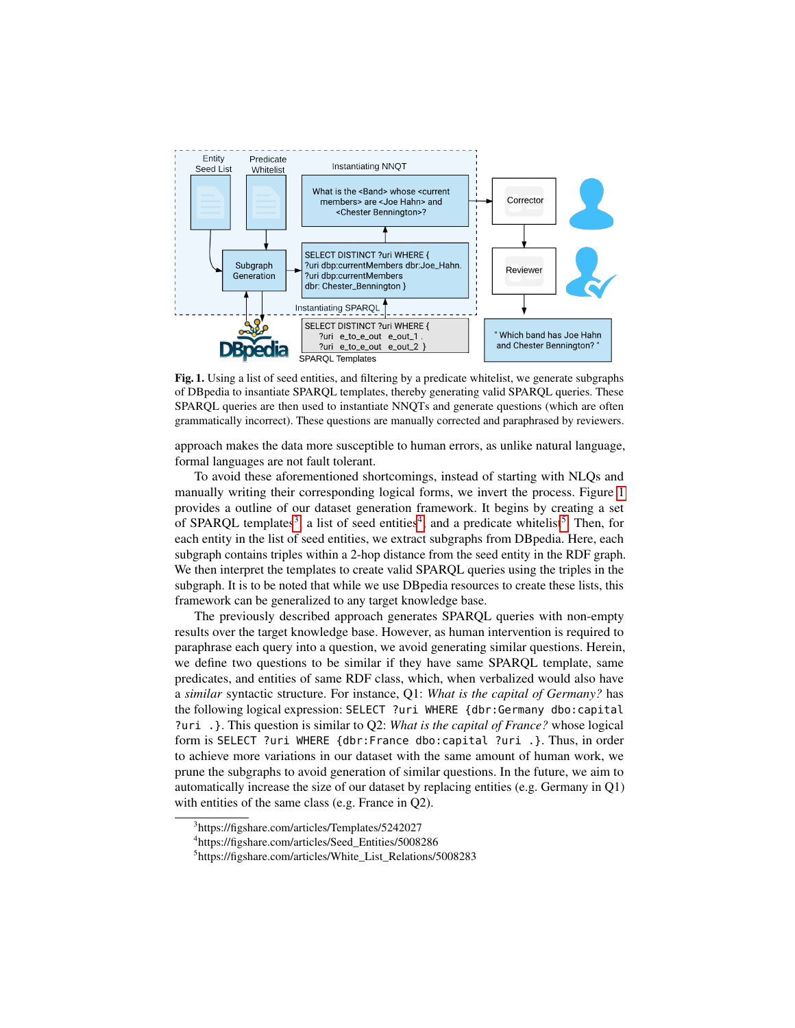Fig. 1. Using a list of seed entities, and filtering by a predicate whitelist, we generate subgraphs of DBpedia to insantiate SPARQL templates, thereby generating valid SPARQL queries. These SPARQL queries are then used to instantiate NNQTs and generate questions (which are often grammatically incorrect). These questions are manually corrected and paraphrased by reviewers.

approach makes the data more susceptible to human errors, as unlike natural language, formal languages are not fault tolerant.

To avoid these aforementioned shortcomings, instead of starting with NLQs and manually writing their corresponding logical forms, we invert the process. Figure 1 provides a outline of our dataset generation framework. It begins by creating a set of SPARQL templates[3], a list of seed entities[4], and a predicate whitelist[5]. Then, for each entity in the list of seed entities, we extract subgraphs from DBpedia. Here, each subgraph contains triples within a 2-hop distance from the seed entity in the RDF graph. We then interpret the templates to create valid SPARQL queries using the triples in the subgraph. It is to be noted that while we use DBpedia resources to create these lists, this framework can be generalized to any target knowledge base.

The previously described approach generates SPARQL queries with non-empty results over the target knowledge base. However, as human intervention is required to paraphrase each query into a question, we avoid generating similar questions. Herein, we define two questions to be similar if they have same SPARQL template, same predicates, and entities of same RDF class, which, when verbalized would also have a *similar* syntactic structure. For instance, Q1: *What is the capital of Germany?* has the following logical expression: `SELECT ?uri WHERE {dbr:Germany dbo:capital ?uri .}`. This question is similar to Q2: *What is the capital of France?* whose logical form is `SELECT ?uri WHERE {dbr:France dbo:capital ?uri .}`. Thus, in order to achieve more variations in our dataset with the same amount of human work, we prune the subgraphs to avoid generation of similar questions. In the future, we aim to automatically increase the size of our dataset by replacing entities (e.g. Germany in Q1) with entities of the same class (e.g. France in Q2).

[3] https://figshare.com/articles/Templates/5242027

[4] https://figshare.com/articles/Seed_Entities/5008286

[5] https://figshare.com/articles/White_List_Relations/5008283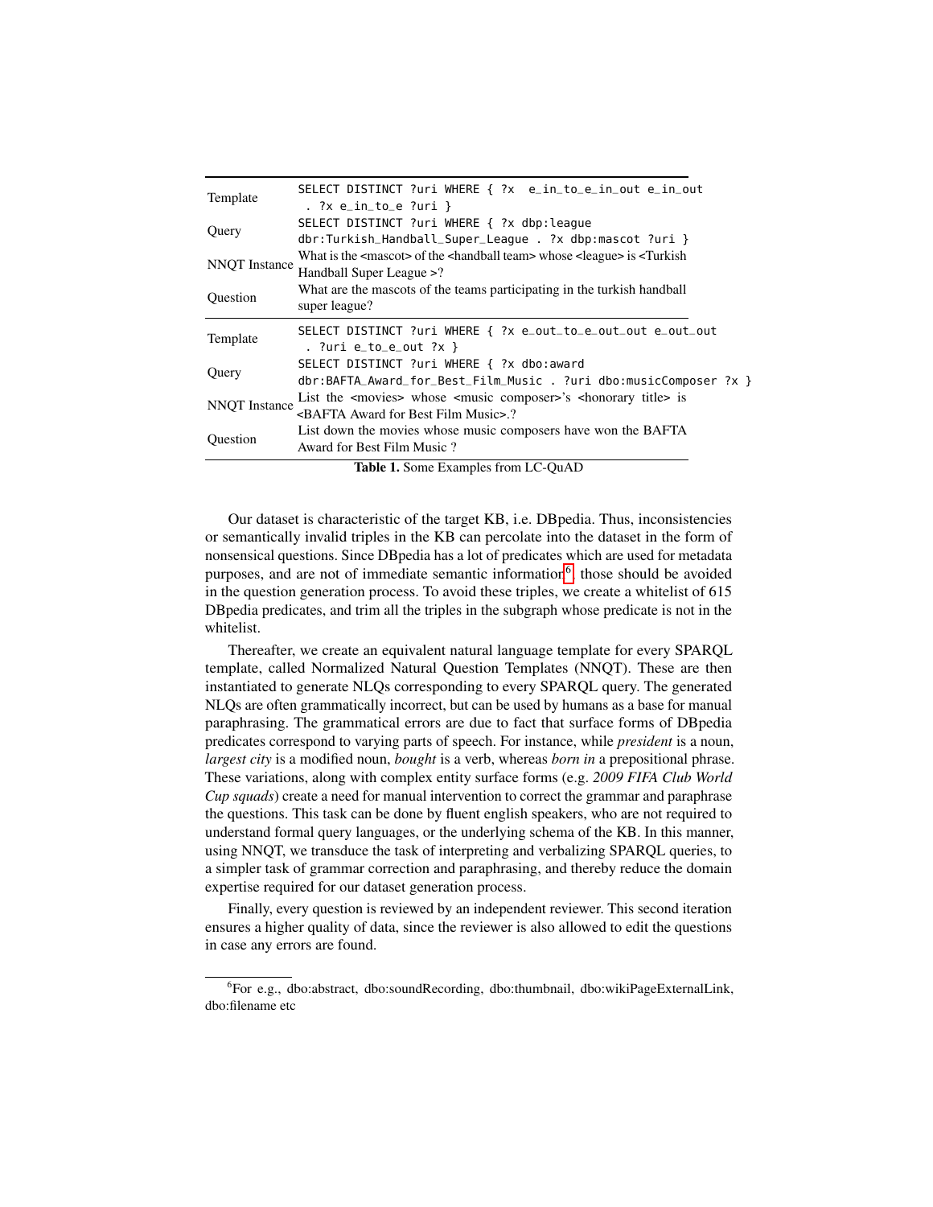| | |
|---|---|
| Template | `SELECT DISTINCT ?uri WHERE { ?x e_in_to_e_in_out e_in_out . ?x e_in_to_e ?uri }` |
| Query | `SELECT DISTINCT ?uri WHERE { ?x dbp:league dbr:Turkish_Handball_Super_League . ?x dbp:mascot ?uri }` |
| NNQT Instance | What is the <mascot> of the <handball team> whose <league> is <Turkish Handball Super League >? |
| Question | What are the mascots of the teams participating in the turkish handball super league? |
| Template | `SELECT DISTINCT ?uri WHERE { ?x e_out_to_e_out_out e_out_out . ?uri e_to_e_out ?x }` |
| Query | `SELECT DISTINCT ?uri WHERE { ?x dbo:award dbr:BAFTA_Award_for_Best_Film_Music . ?uri dbo:musicComposer ?x }` |
| NNQT Instance | List the <movies> whose <music composer>'s <honorary title> is <BAFTA Award for Best Film Music>.? |
| Question | List down the movies whose music composers have won the BAFTA Award for Best Film Music ? |

**Table 1.** Some Examples from LC-QuAD

Our dataset is characteristic of the target KB, i.e. DBpedia. Thus, inconsistencies or semantically invalid triples in the KB can percolate into the dataset in the form of nonsensical questions. Since DBpedia has a lot of predicates which are used for metadata purposes, and are not of immediate semantic information[6], those should be avoided in the question generation process. To avoid these triples, we create a whitelist of 615 DBpedia predicates, and trim all the triples in the subgraph whose predicate is not in the whitelist.

Thereafter, we create an equivalent natural language template for every SPARQL template, called Normalized Natural Question Templates (NNQT). These are then instantiated to generate NLQs corresponding to every SPARQL query. The generated NLQs are often grammatically incorrect, but can be used by humans as a base for manual paraphrasing. The grammatical errors are due to fact that surface forms of DBpedia predicates correspond to varying parts of speech. For instance, while *president* is a noun, *largest city* is a modified noun, *bought* is a verb, whereas *born in* a prepositional phrase. These variations, along with complex entity surface forms (e.g. *2009 FIFA Club World Cup squads*) create a need for manual intervention to correct the grammar and paraphrase the questions. This task can be done by fluent english speakers, who are not required to understand formal query languages, or the underlying schema of the KB. In this manner, using NNQT, we transduce the task of interpreting and verbalizing SPARQL queries, to a simpler task of grammar correction and paraphrasing, and thereby reduce the domain expertise required for our dataset generation process.

Finally, every question is reviewed by an independent reviewer. This second iteration ensures a higher quality of data, since the reviewer is also allowed to edit the questions in case any errors are found.

[6]For e.g., dbo:abstract, dbo:soundRecording, dbo:thumbnail, dbo:wikiPageExternalLink, dbo:filename etc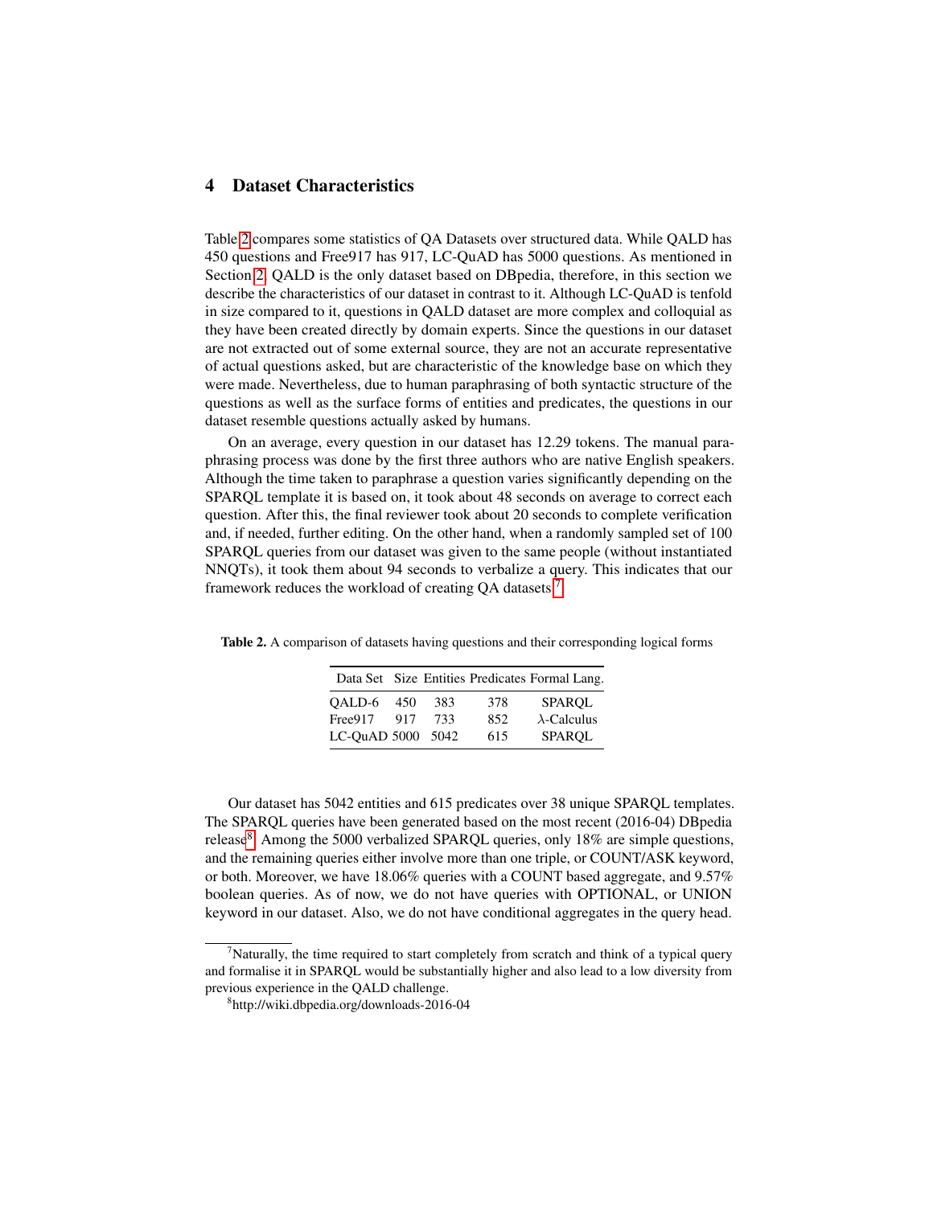## 4 Dataset Characteristics

Table 2 compares some statistics of QA Datasets over structured data. While QALD has 450 questions and Free917 has 917, LC-QuAD has 5000 questions. As mentioned in Section 2, QALD is the only dataset based on DBpedia, therefore, in this section we describe the characteristics of our dataset in contrast to it. Although LC-QuAD is tenfold in size compared to it, questions in QALD dataset are more complex and colloquial as they have been created directly by domain experts. Since the questions in our dataset are not extracted out of some external source, they are not an accurate representative of actual questions asked, but are characteristic of the knowledge base on which they were made. Nevertheless, due to human paraphrasing of both syntactic structure of the questions as well as the surface forms of entities and predicates, the questions in our dataset resemble questions actually asked by humans.

On an average, every question in our dataset has 12.29 tokens. The manual paraphrasing process was done by the first three authors who are native English speakers. Although the time taken to paraphrase a question varies significantly depending on the SPARQL template it is based on, it took about 48 seconds on average to correct each question. After this, the final reviewer took about 20 seconds to complete verification and, if needed, further editing. On the other hand, when a randomly sampled set of 100 SPARQL queries from our dataset was given to the same people (without instantiated NNQTs), it took them about 94 seconds to verbalize a query. This indicates that our framework reduces the workload of creating QA datasets.[7]

**Table 2.** A comparison of datasets having questions and their corresponding logical forms

| Data Set | Size | Entities | Predicates | Formal Lang. |
|---|---|---|---|---|
| QALD-6 | 450 | 383 | 378 | SPARQL |
| Free917 | 917 | 733 | 852 | $\lambda$-Calculus |
| LC-QuAD | 5000 | 5042 | 615 | SPARQL |

Our dataset has 5042 entities and 615 predicates over 38 unique SPARQL templates. The SPARQL queries have been generated based on the most recent (2016-04) DBpedia release[8]. Among the 5000 verbalized SPARQL queries, only 18% are simple questions, and the remaining queries either involve more than one triple, or COUNT/ASK keyword, or both. Moreover, we have 18.06% queries with a COUNT based aggregate, and 9.57% boolean queries. As of now, we do not have queries with OPTIONAL, or UNION keyword in our dataset. Also, we do not have conditional aggregates in the query head.

---

[7] Naturally, the time required to start completely from scratch and think of a typical query and formalise it in SPARQL would be substantially higher and also lead to a low diversity from previous experience in the QALD challenge.

[8] http://wiki.dbpedia.org/downloads-2016-04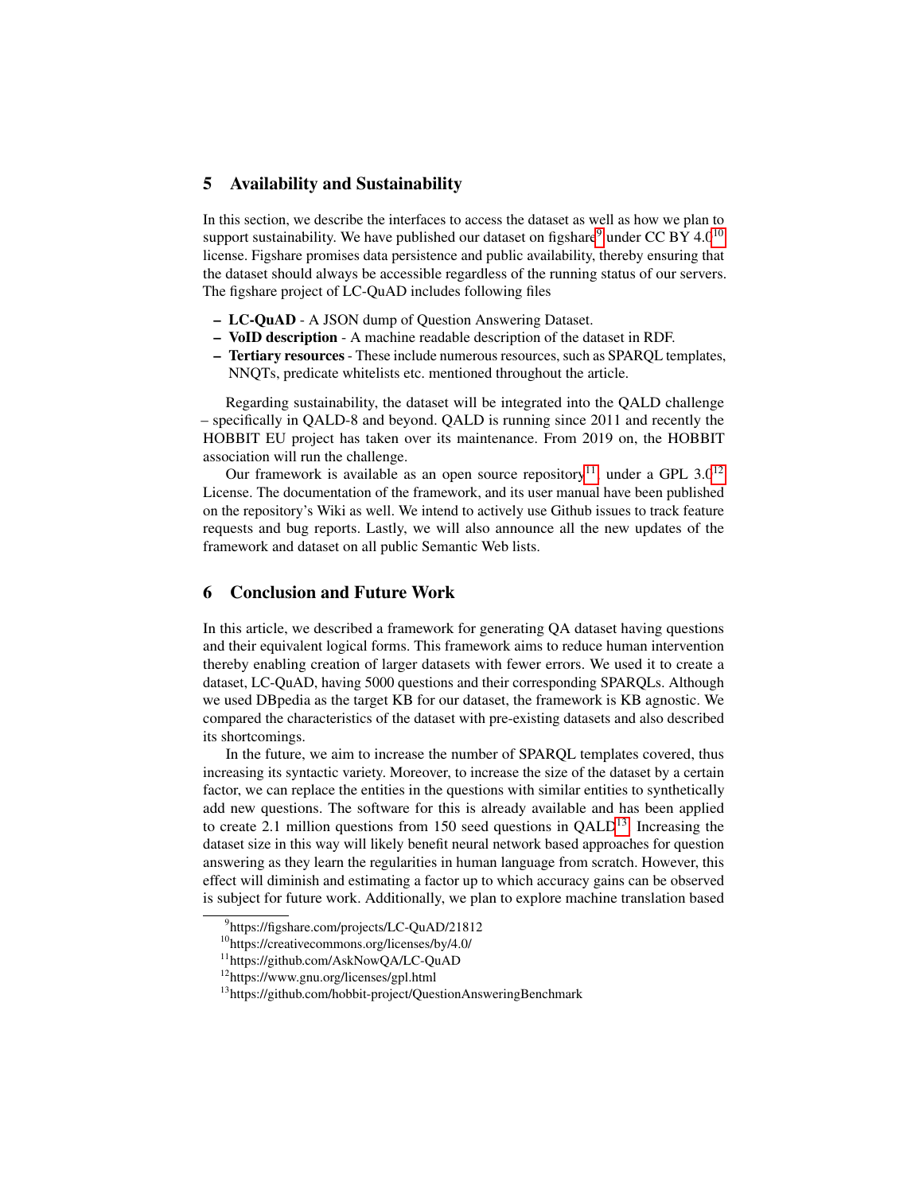## 5 Availability and Sustainability

In this section, we describe the interfaces to access the dataset as well as how we plan to support sustainability. We have published our dataset on figshare[9] under CC BY 4.0[10] license. Figshare promises data persistence and public availability, thereby ensuring that the dataset should always be accessible regardless of the running status of our servers. The figshare project of LC-QuAD includes following files

- **LC-QuAD** - A JSON dump of Question Answering Dataset.
- **VoID description** - A machine readable description of the dataset in RDF.
- **Tertiary resources** - These include numerous resources, such as SPARQL templates, NNQTs, predicate whitelists etc. mentioned throughout the article.

Regarding sustainability, the dataset will be integrated into the QALD challenge – specifically in QALD-8 and beyond. QALD is running since 2011 and recently the HOBBIT EU project has taken over its maintenance. From 2019 on, the HOBBIT association will run the challenge.

Our framework is available as an open source repository[11], under a GPL 3.0[12] License. The documentation of the framework, and its user manual have been published on the repository's Wiki as well. We intend to actively use Github issues to track feature requests and bug reports. Lastly, we will also announce all the new updates of the framework and dataset on all public Semantic Web lists.

## 6 Conclusion and Future Work

In this article, we described a framework for generating QA dataset having questions and their equivalent logical forms. This framework aims to reduce human intervention thereby enabling creation of larger datasets with fewer errors. We used it to create a dataset, LC-QuAD, having 5000 questions and their corresponding SPARQLs. Although we used DBpedia as the target KB for our dataset, the framework is KB agnostic. We compared the characteristics of the dataset with pre-existing datasets and also described its shortcomings.

In the future, we aim to increase the number of SPARQL templates covered, thus increasing its syntactic variety. Moreover, to increase the size of the dataset by a certain factor, we can replace the entities in the questions with similar entities to synthetically add new questions. The software for this is already available and has been applied to create 2.1 million questions from 150 seed questions in QALD[13]. Increasing the dataset size in this way will likely benefit neural network based approaches for question answering as they learn the regularities in human language from scratch. However, this effect will diminish and estimating a factor up to which accuracy gains can be observed is subject for future work. Additionally, we plan to explore machine translation based

---

[9] https://figshare.com/projects/LC-QuAD/21812

[10] https://creativecommons.org/licenses/by/4.0/

[11] https://github.com/AskNowQA/LC-QuAD

[12] https://www.gnu.org/licenses/gpl.html

[13] https://github.com/hobbit-project/QuestionAnsweringBenchmark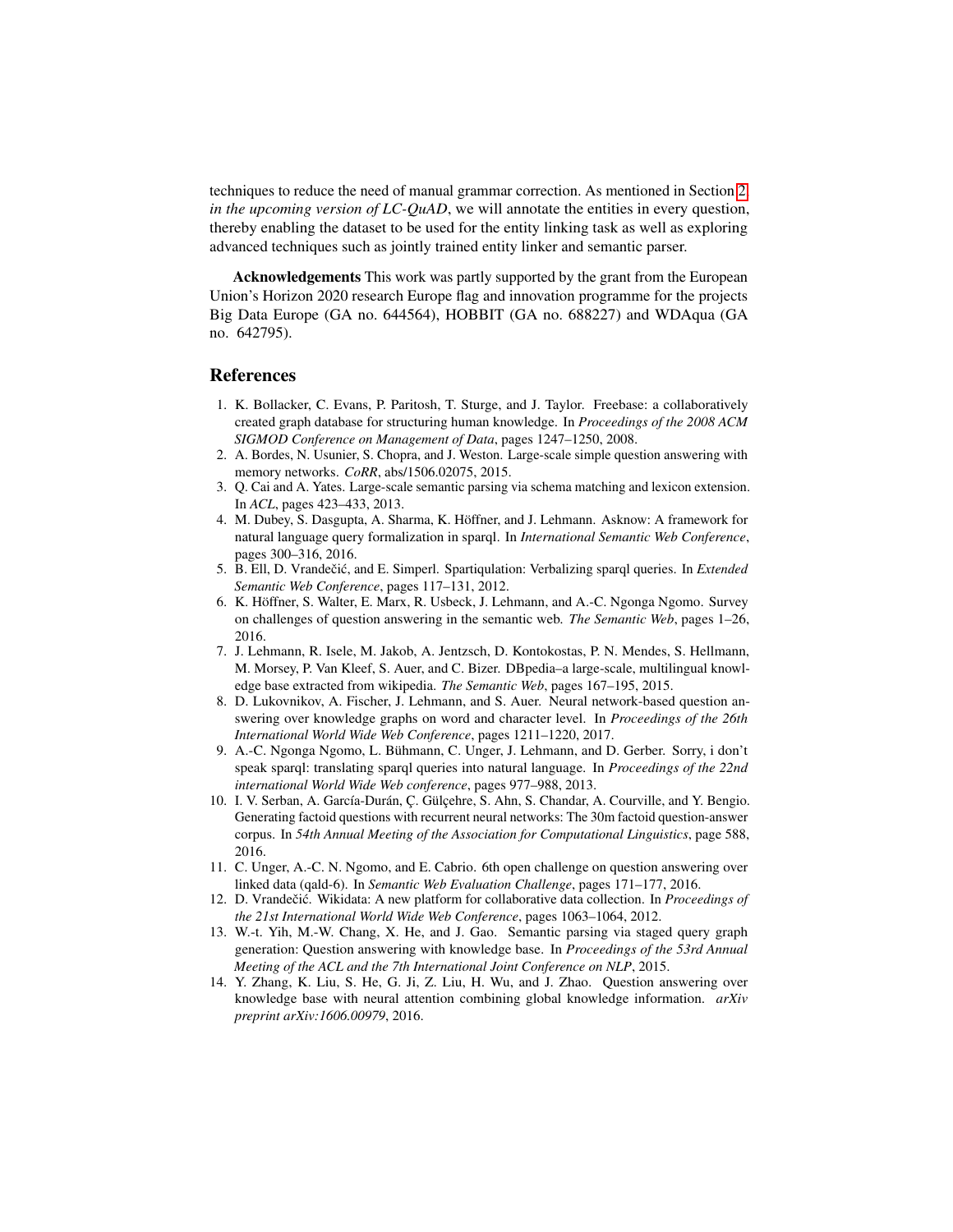techniques to reduce the need of manual grammar correction. As mentioned in Section 2, *in the upcoming version of LC-QuAD*, we will annotate the entities in every question, thereby enabling the dataset to be used for the entity linking task as well as exploring advanced techniques such as jointly trained entity linker and semantic parser.

**Acknowledgements** This work was partly supported by the grant from the European Union's Horizon 2020 research Europe flag and innovation programme for the projects Big Data Europe (GA no. 644564), HOBBIT (GA no. 688227) and WDAqua (GA no. 642795).

## References

1. K. Bollacker, C. Evans, P. Paritosh, T. Sturge, and J. Taylor. Freebase: a collaboratively created graph database for structuring human knowledge. In *Proceedings of the 2008 ACM SIGMOD Conference on Management of Data*, pages 1247–1250, 2008.
2. A. Bordes, N. Usunier, S. Chopra, and J. Weston. Large-scale simple question answering with memory networks. *CoRR*, abs/1506.02075, 2015.
3. Q. Cai and A. Yates. Large-scale semantic parsing via schema matching and lexicon extension. In *ACL*, pages 423–433, 2013.
4. M. Dubey, S. Dasgupta, A. Sharma, K. Höffner, and J. Lehmann. Asknow: A framework for natural language query formalization in sparql. In *International Semantic Web Conference*, pages 300–316, 2016.
5. B. Ell, D. Vrandečić, and E. Simperl. Spartiqulation: Verbalizing sparql queries. In *Extended Semantic Web Conference*, pages 117–131, 2012.
6. K. Höffner, S. Walter, E. Marx, R. Usbeck, J. Lehmann, and A.-C. Ngonga Ngomo. Survey on challenges of question answering in the semantic web. *The Semantic Web*, pages 1–26, 2016.
7. J. Lehmann, R. Isele, M. Jakob, A. Jentzsch, D. Kontokostas, P. N. Mendes, S. Hellmann, M. Morsey, P. Van Kleef, S. Auer, and C. Bizer. DBpedia–a large-scale, multilingual knowledge base extracted from wikipedia. *The Semantic Web*, pages 167–195, 2015.
8. D. Lukovnikov, A. Fischer, J. Lehmann, and S. Auer. Neural network-based question answering over knowledge graphs on word and character level. In *Proceedings of the 26th International World Wide Web Conference*, pages 1211–1220, 2017.
9. A.-C. Ngonga Ngomo, L. Bühmann, C. Unger, J. Lehmann, and D. Gerber. Sorry, i don't speak sparql: translating sparql queries into natural language. In *Proceedings of the 22nd international World Wide Web conference*, pages 977–988, 2013.
10. I. V. Serban, A. García-Durán, Ç. Gülçehre, S. Ahn, S. Chandar, A. Courville, and Y. Bengio. Generating factoid questions with recurrent neural networks: The 30m factoid question-answer corpus. In *54th Annual Meeting of the Association for Computational Linguistics*, page 588, 2016.
11. C. Unger, A.-C. N. Ngomo, and E. Cabrio. 6th open challenge on question answering over linked data (qald-6). In *Semantic Web Evaluation Challenge*, pages 171–177, 2016.
12. D. Vrandečić. Wikidata: A new platform for collaborative data collection. In *Proceedings of the 21st International World Wide Web Conference*, pages 1063–1064, 2012.
13. W.-t. Yih, M.-W. Chang, X. He, and J. Gao. Semantic parsing via staged query graph generation: Question answering with knowledge base. In *Proceedings of the 53rd Annual Meeting of the ACL and the 7th International Joint Conference on NLP*, 2015.
14. Y. Zhang, K. Liu, S. He, G. Ji, Z. Liu, H. Wu, and J. Zhao. Question answering over knowledge base with neural attention combining global knowledge information. *arXiv preprint arXiv:1606.00979*, 2016.